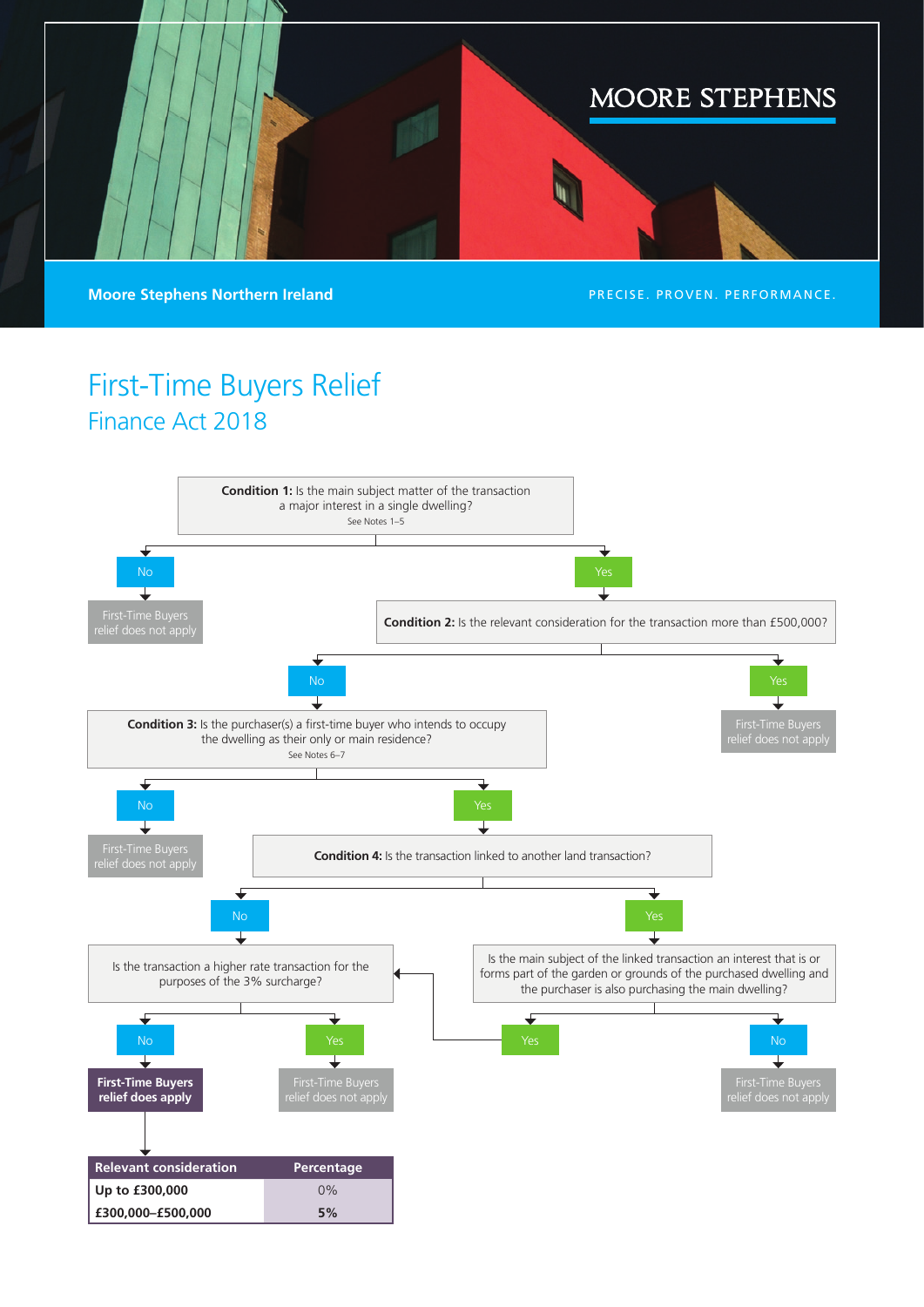MOORE STEPHENS

**Moore Stephens Northern Ireland**

PRECISE. PROVEN. PERFORMANCE.

# First-Time Buyers Relief

## Finance Act 2018

**Condition 1:** Is the main subject matter of the transaction a major interest in a single dwelling?
See Notes 1–5

- No → First-Time Buyers relief does not apply
- Yes →

**Condition 2:** Is the relevant consideration for the transaction more than £500,000?

- Yes → First-Time Buyers relief does not apply
- No →

**Condition 3:** Is the purchaser(s) a first-time buyer who intends to occupy the dwelling as their only or main residence?
See Notes 6–7

- No → First-Time Buyers relief does not apply
- Yes →

**Condition 4:** Is the transaction linked to another land transaction?

- No → Is the transaction a higher rate transaction for the purposes of the 3% surcharge?
  - No → **First-Time Buyers relief does apply**
  - Yes → First-Time Buyers relief does not apply
- Yes → Is the main subject of the linked transaction an interest that is or forms part of the garden or grounds of the purchased dwelling and the purchaser is also purchasing the main dwelling?
  - Yes → Is the transaction a higher rate transaction for the purposes of the 3% surcharge?
  - No → First-Time Buyers relief does not apply

| Relevant consideration | Percentage |
|---|---|
| Up to £300,000 | 0% |
| £300,000–£500,000 | 5% |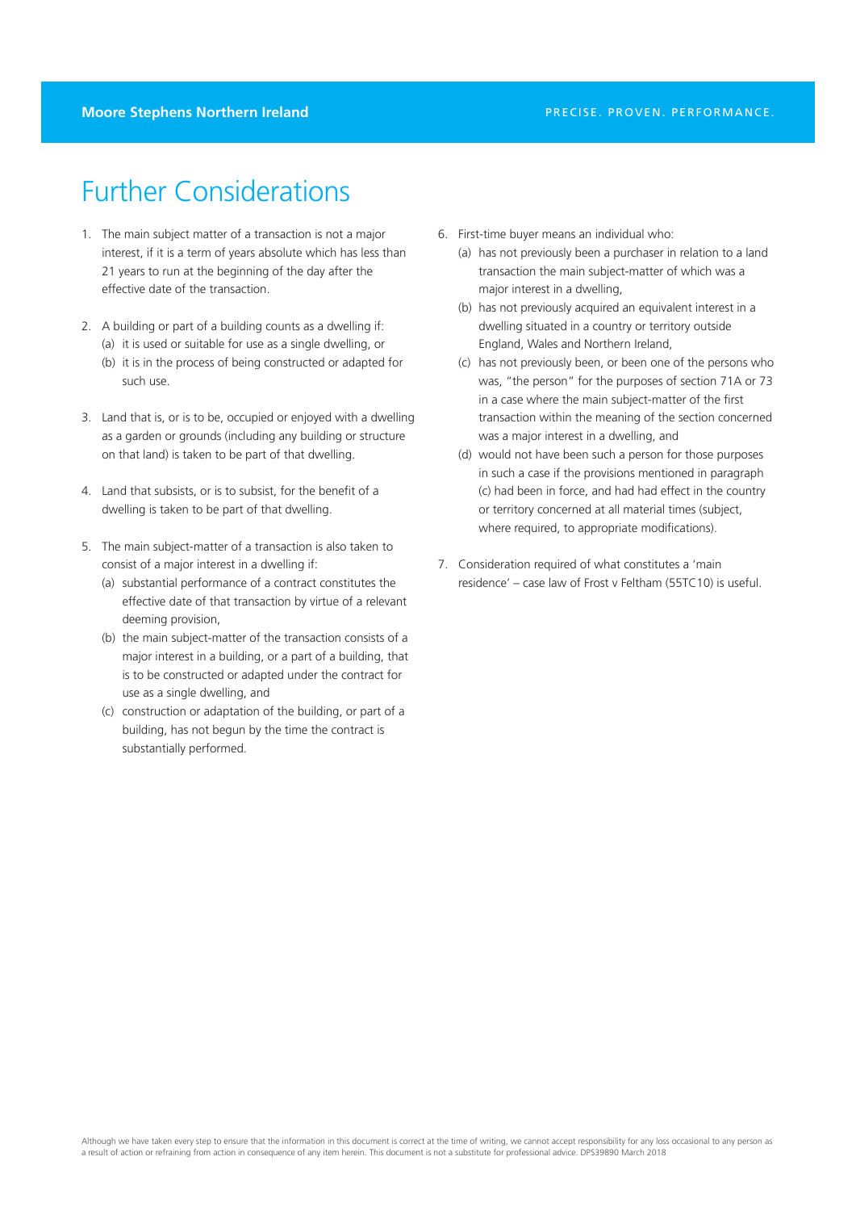# Further Considerations

1. The main subject matter of a transaction is not a major interest, if it is a term of years absolute which has less than 21 years to run at the beginning of the day after the effective date of the transaction.

2. A building or part of a building counts as a dwelling if:
   (a) it is used or suitable for use as a single dwelling, or
   (b) it is in the process of being constructed or adapted for such use.

3. Land that is, or is to be, occupied or enjoyed with a dwelling as a garden or grounds (including any building or structure on that land) is taken to be part of that dwelling.

4. Land that subsists, or is to subsist, for the benefit of a dwelling is taken to be part of that dwelling.

5. The main subject-matter of a transaction is also taken to consist of a major interest in a dwelling if:
   (a) substantial performance of a contract constitutes the effective date of that transaction by virtue of a relevant deeming provision,
   (b) the main subject-matter of the transaction consists of a major interest in a building, or a part of a building, that is to be constructed or adapted under the contract for use as a single dwelling, and
   (c) construction or adaptation of the building, or part of a building, has not begun by the time the contract is substantially performed.

6. First-time buyer means an individual who:
   (a) has not previously been a purchaser in relation to a land transaction the main subject-matter of which was a major interest in a dwelling,
   (b) has not previously acquired an equivalent interest in a dwelling situated in a country or territory outside England, Wales and Northern Ireland,
   (c) has not previously been, or been one of the persons who was, "the person" for the purposes of section 71A or 73 in a case where the main subject-matter of the first transaction within the meaning of the section concerned was a major interest in a dwelling, and
   (d) would not have been such a person for those purposes in such a case if the provisions mentioned in paragraph (c) had been in force, and had had effect in the country or territory concerned at all material times (subject, where required, to appropriate modifications).

7. Consideration required of what constitutes a 'main residence' – case law of Frost v Feltham (55TC10) is useful.

Although we have taken every step to ensure that the information in this document is correct at the time of writing, we cannot accept responsibility for any loss occasional to any person as a result of action or refraining from action in consequence of any item herein. This document is not a substitute for professional advice. DPS39890 March 2018